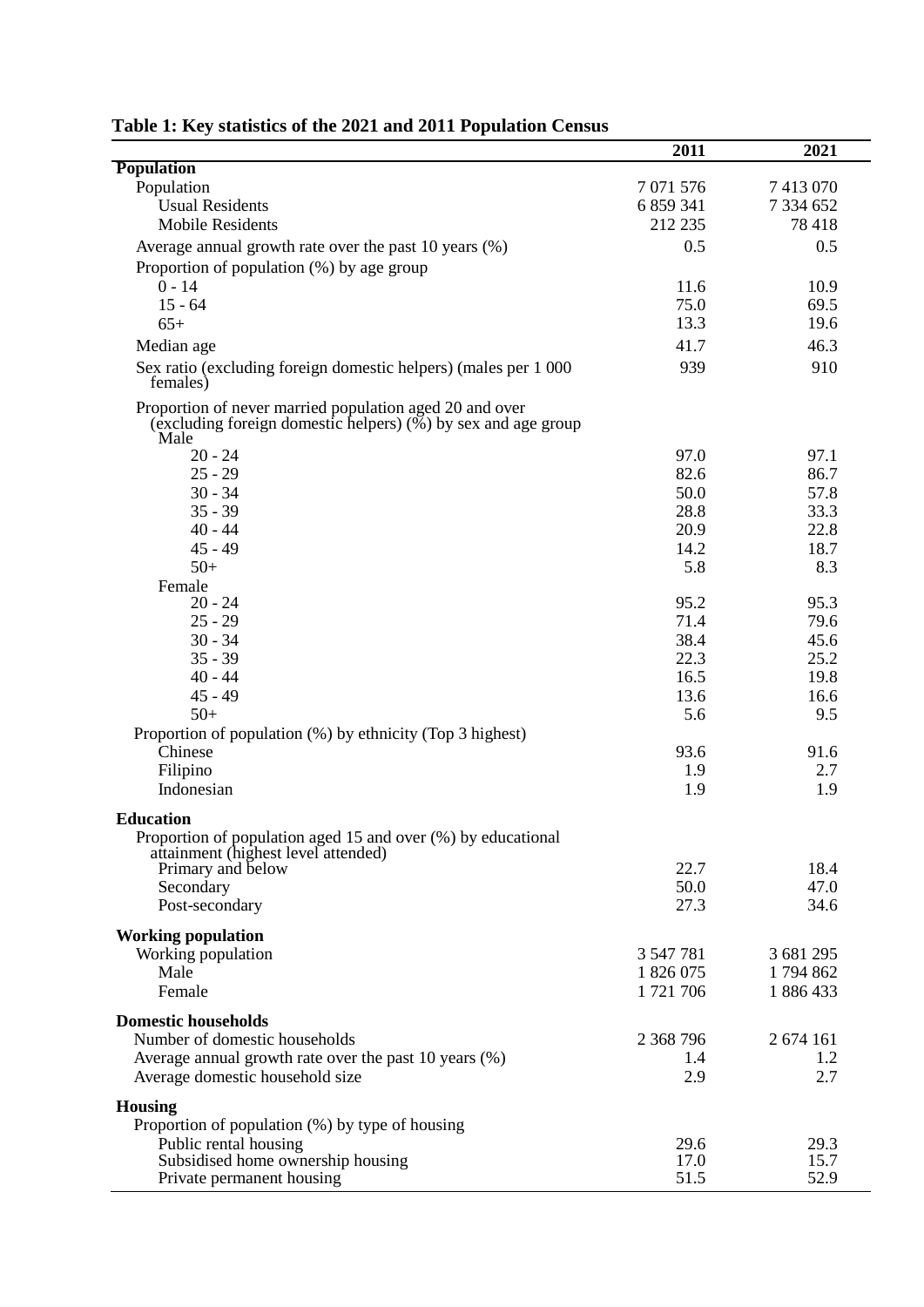**Table 1: Key statistics of the 2021 and 2011 Population Census**

| | 2011 | 2021 |
|---|---|---|
| **Population** | | |
| Population | 7 071 576 | 7 413 070 |
| Usual Residents | 6 859 341 | 7 334 652 |
| Mobile Residents | 212 235 | 78 418 |
| Average annual growth rate over the past 10 years (%) | 0.5 | 0.5 |
| Proportion of population (%) by age group | | |
| 0 - 14 | 11.6 | 10.9 |
| 15 - 64 | 75.0 | 69.5 |
| 65+ | 13.3 | 19.6 |
| Median age | 41.7 | 46.3 |
| Sex ratio (excluding foreign domestic helpers) (males per 1 000 females) | 939 | 910 |
| Proportion of never married population aged 20 and over (excluding foreign domestic helpers) (%) by sex and age group | | |
| Male | | |
| 20 - 24 | 97.0 | 97.1 |
| 25 - 29 | 82.6 | 86.7 |
| 30 - 34 | 50.0 | 57.8 |
| 35 - 39 | 28.8 | 33.3 |
| 40 - 44 | 20.9 | 22.8 |
| 45 - 49 | 14.2 | 18.7 |
| 50+ | 5.8 | 8.3 |
| Female | | |
| 20 - 24 | 95.2 | 95.3 |
| 25 - 29 | 71.4 | 79.6 |
| 30 - 34 | 38.4 | 45.6 |
| 35 - 39 | 22.3 | 25.2 |
| 40 - 44 | 16.5 | 19.8 |
| 45 - 49 | 13.6 | 16.6 |
| 50+ | 5.6 | 9.5 |
| Proportion of population (%) by ethnicity (Top 3 highest) | | |
| Chinese | 93.6 | 91.6 |
| Filipino | 1.9 | 2.7 |
| Indonesian | 1.9 | 1.9 |
| **Education** | | |
| Proportion of population aged 15 and over (%) by educational attainment (highest level attended) | | |
| Primary and below | 22.7 | 18.4 |
| Secondary | 50.0 | 47.0 |
| Post-secondary | 27.3 | 34.6 |
| **Working population** | | |
| Working population | 3 547 781 | 3 681 295 |
| Male | 1 826 075 | 1 794 862 |
| Female | 1 721 706 | 1 886 433 |
| **Domestic households** | | |
| Number of domestic households | 2 368 796 | 2 674 161 |
| Average annual growth rate over the past 10 years (%) | 1.4 | 1.2 |
| Average domestic household size | 2.9 | 2.7 |
| **Housing** | | |
| Proportion of population (%) by type of housing | | |
| Public rental housing | 29.6 | 29.3 |
| Subsidised home ownership housing | 17.0 | 15.7 |
| Private permanent housing | 51.5 | 52.9 |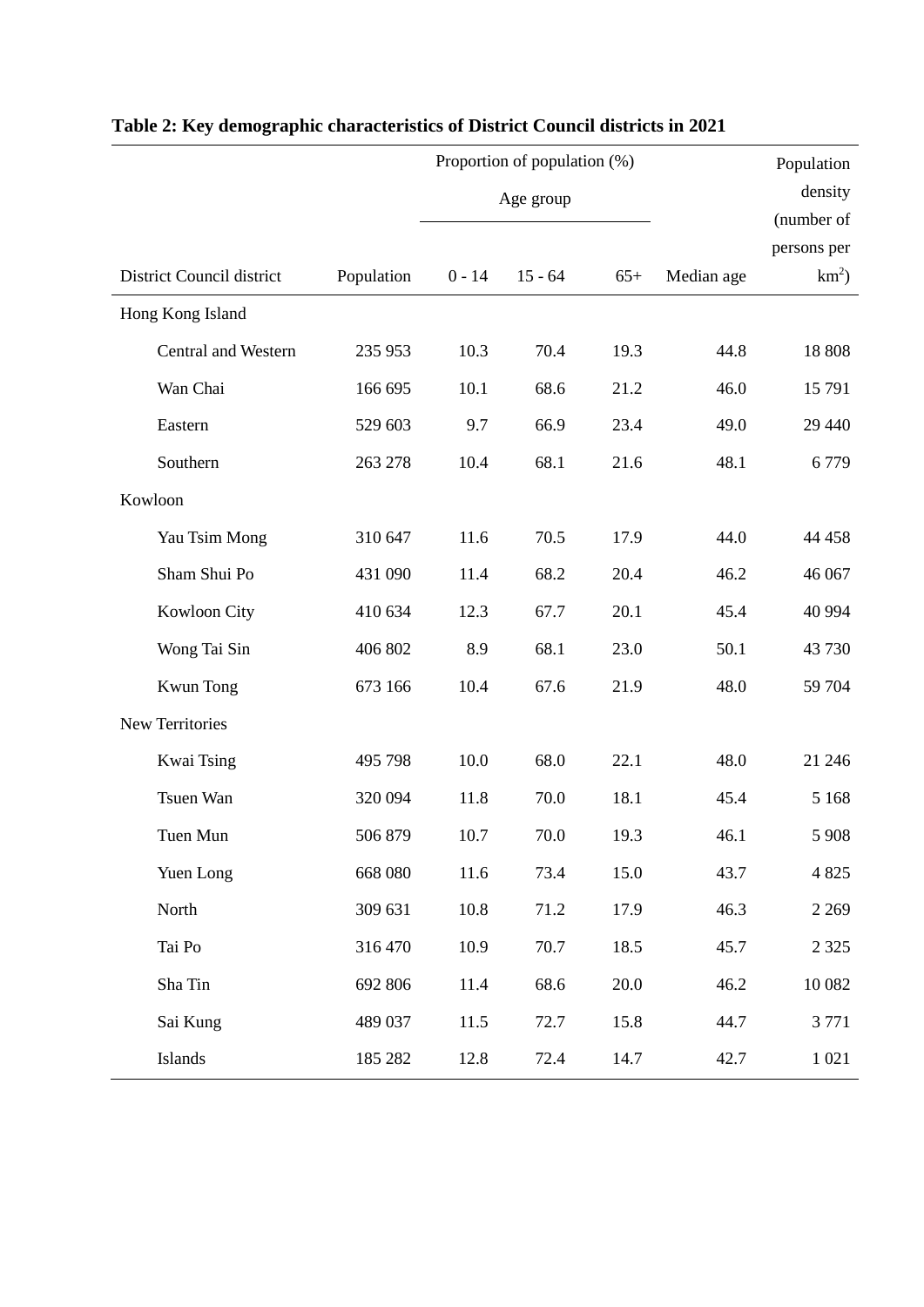**Table 2: Key demographic characteristics of District Council districts in 2021**

| District Council district | Population | Proportion of population (%) Age group 0 - 14 | 15 - 64 | 65+ | Median age | Population density (number of persons per $km^2$) |
|---|---|---|---|---|---|---|
| Hong Kong Island | | | | | | |
| Central and Western | 235 953 | 10.3 | 70.4 | 19.3 | 44.8 | 18 808 |
| Wan Chai | 166 695 | 10.1 | 68.6 | 21.2 | 46.0 | 15 791 |
| Eastern | 529 603 | 9.7 | 66.9 | 23.4 | 49.0 | 29 440 |
| Southern | 263 278 | 10.4 | 68.1 | 21.6 | 48.1 | 6 779 |
| Kowloon | | | | | | |
| Yau Tsim Mong | 310 647 | 11.6 | 70.5 | 17.9 | 44.0 | 44 458 |
| Sham Shui Po | 431 090 | 11.4 | 68.2 | 20.4 | 46.2 | 46 067 |
| Kowloon City | 410 634 | 12.3 | 67.7 | 20.1 | 45.4 | 40 994 |
| Wong Tai Sin | 406 802 | 8.9 | 68.1 | 23.0 | 50.1 | 43 730 |
| Kwun Tong | 673 166 | 10.4 | 67.6 | 21.9 | 48.0 | 59 704 |
| New Territories | | | | | | |
| Kwai Tsing | 495 798 | 10.0 | 68.0 | 22.1 | 48.0 | 21 246 |
| Tsuen Wan | 320 094 | 11.8 | 70.0 | 18.1 | 45.4 | 5 168 |
| Tuen Mun | 506 879 | 10.7 | 70.0 | 19.3 | 46.1 | 5 908 |
| Yuen Long | 668 080 | 11.6 | 73.4 | 15.0 | 43.7 | 4 825 |
| North | 309 631 | 10.8 | 71.2 | 17.9 | 46.3 | 2 269 |
| Tai Po | 316 470 | 10.9 | 70.7 | 18.5 | 45.7 | 2 325 |
| Sha Tin | 692 806 | 11.4 | 68.6 | 20.0 | 46.2 | 10 082 |
| Sai Kung | 489 037 | 11.5 | 72.7 | 15.8 | 44.7 | 3 771 |
| Islands | 185 282 | 12.8 | 72.4 | 14.7 | 42.7 | 1 021 |